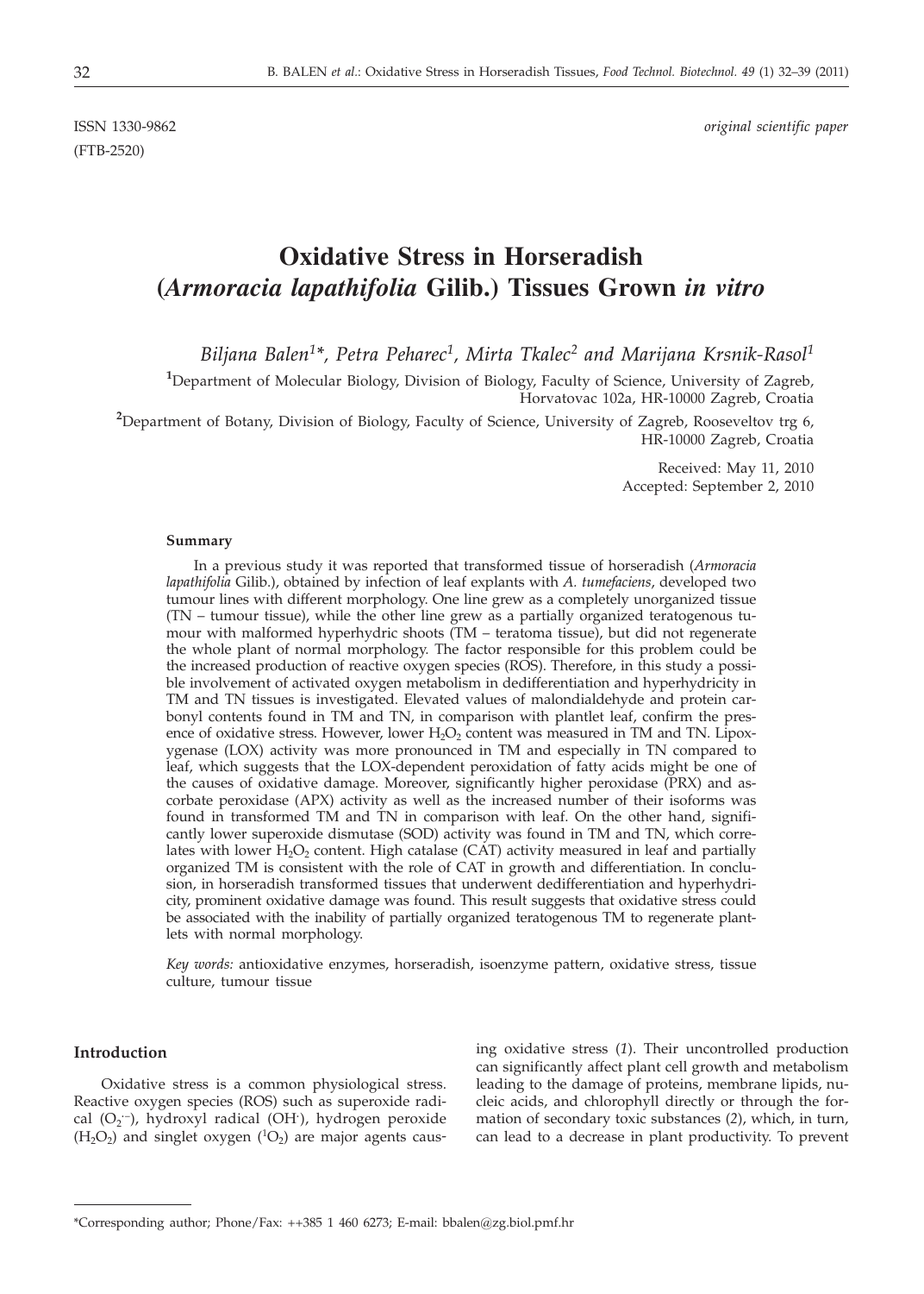ISSN 1330-9862 *original scientific paper*

(FTB-2520)

# Oxidative Stress in Horseradish (*Armoracia lapathifolia* Gilib.) Tissues Grown *in vitro*

*Biljana Balen[1]\*, Petra Peharec[1], Mirta Tkalec[2] and Marijana Krsnik-Rasol[1]*

[1]Department of Molecular Biology, Division of Biology, Faculty of Science, University of Zagreb, Horvatovac 102a, HR-10000 Zagreb, Croatia

[2]Department of Botany, Division of Biology, Faculty of Science, University of Zagreb, Rooseveltov trg 6, HR-10000 Zagreb, Croatia

Received: May 11, 2010
Accepted: September 2, 2010

### Summary

In a previous study it was reported that transformed tissue of horseradish (*Armoracia lapathifolia* Gilib.), obtained by infection of leaf explants with *A. tumefaciens*, developed two tumour lines with different morphology. One line grew as a completely unorganized tissue (TN – tumour tissue), while the other line grew as a partially organized teratogenous tumour with malformed hyperhydric shoots (TM – teratoma tissue), but did not regenerate the whole plant of normal morphology. The factor responsible for this problem could be the increased production of reactive oxygen species (ROS). Therefore, in this study a possible involvement of activated oxygen metabolism in dedifferentiation and hyperhydricity in TM and TN tissues is investigated. Elevated values of malondialdehyde and protein carbonyl contents found in TM and TN, in comparison with plantlet leaf, confirm the presence of oxidative stress. However, lower $H_2O_2$ content was measured in TM and TN. Lipoxygenase (LOX) activity was more pronounced in TM and especially in TN compared to leaf, which suggests that the LOX-dependent peroxidation of fatty acids might be one of the causes of oxidative damage. Moreover, significantly higher peroxidase (PRX) and ascorbate peroxidase (APX) activity as well as the increased number of their isoforms was found in transformed TM and TN in comparison with leaf. On the other hand, significantly lower superoxide dismutase (SOD) activity was found in TM and TN, which correlates with lower $H_2O_2$ content. High catalase (CAT) activity measured in leaf and partially organized TM is consistent with the role of CAT in growth and differentiation. In conclusion, in horseradish transformed tissues that underwent dedifferentiation and hyperhydricity, prominent oxidative damage was found. This result suggests that oxidative stress could be associated with the inability of partially organized teratogenous TM to regenerate plantlets with normal morphology.

*Key words:* antioxidative enzymes, horseradish, isoenzyme pattern, oxidative stress, tissue culture, tumour tissue

## Introduction

Oxidative stress is a common physiological stress. Reactive oxygen species (ROS) such as superoxide radical ($O_2^{\cdot-}$), hydroxyl radical ($OH^{\cdot}$), hydrogen peroxide ($H_2O_2$) and singlet oxygen ($^1O_2$) are major agents causing oxidative stress (*1*). Their uncontrolled production can significantly affect plant cell growth and metabolism leading to the damage of proteins, membrane lipids, nucleic acids, and chlorophyll directly or through the formation of secondary toxic substances (*2*), which, in turn, can lead to a decrease in plant productivity. To prevent

\*Corresponding author; Phone/Fax: ++385 1 460 6273; E-mail: bbalen@zg.biol.pmf.hr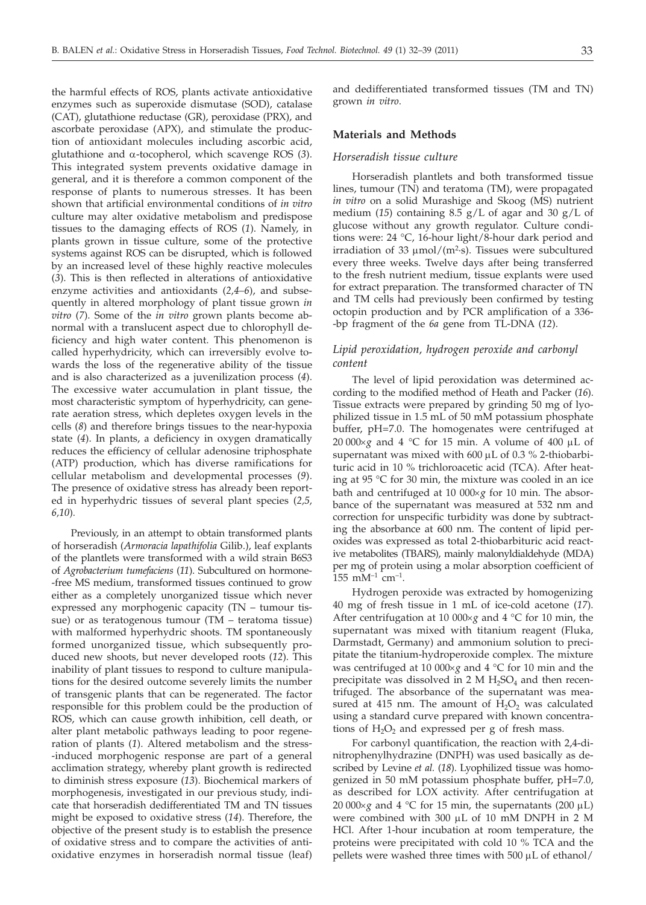the harmful effects of ROS, plants activate antioxidative enzymes such as superoxide dismutase (SOD), catalase (CAT), glutathione reductase (GR), peroxidase (PRX), and ascorbate peroxidase (APX), and stimulate the production of antioxidant molecules including ascorbic acid, glutathione and α-tocopherol, which scavenge ROS (*3*). This integrated system prevents oxidative damage in general, and it is therefore a common component of the response of plants to numerous stresses. It has been shown that artificial environmental conditions of *in vitro* culture may alter oxidative metabolism and predispose tissues to the damaging effects of ROS (*1*). Namely, in plants grown in tissue culture, some of the protective systems against ROS can be disrupted, which is followed by an increased level of these highly reactive molecules (*3*). This is then reflected in alterations of antioxidative enzyme activities and antioxidants (*2,4–6*), and subsequently in altered morphology of plant tissue grown *in vitro* (*7*). Some of the *in vitro* grown plants become abnormal with a translucent aspect due to chlorophyll deficiency and high water content. This phenomenon is called hyperhydricity, which can irreversibly evolve towards the loss of the regenerative ability of the tissue and is also characterized as a juvenilization process (*4*). The excessive water accumulation in plant tissue, the most characteristic symptom of hyperhydricity, can generate aeration stress, which depletes oxygen levels in the cells (*8*) and therefore brings tissues to the near-hypoxia state (*4*). In plants, a deficiency in oxygen dramatically reduces the efficiency of cellular adenosine triphosphate (ATP) production, which has diverse ramifications for cellular metabolism and developmental processes (*9*). The presence of oxidative stress has already been reported in hyperhydric tissues of several plant species (*2,5, 6,10*).

Previously, in an attempt to obtain transformed plants of horseradish (*Armoracia lapathifolia* Gilib.), leaf explants of the plantlets were transformed with a wild strain B6S3 of *Agrobacterium tumefaciens* (*11*). Subcultured on hormone-free MS medium, transformed tissues continued to grow either as a completely unorganized tissue which never expressed any morphogenic capacity (TN – tumour tissue) or as teratogenous tumour (TM – teratoma tissue) with malformed hyperhydric shoots. TM spontaneously formed unorganized tissue, which subsequently produced new shoots, but never developed roots (*12*). This inability of plant tissues to respond to culture manipulations for the desired outcome severely limits the number of transgenic plants that can be regenerated. The factor responsible for this problem could be the production of ROS, which can cause growth inhibition, cell death, or alter plant metabolic pathways leading to poor regeneration of plants (*1*). Altered metabolism and the stress-induced morphogenic response are part of a general acclimation strategy, whereby plant growth is redirected to diminish stress exposure (*13*). Biochemical markers of morphogenesis, investigated in our previous study, indicate that horseradish dedifferentiated TM and TN tissues might be exposed to oxidative stress (*14*). Therefore, the objective of the present study is to establish the presence of oxidative stress and to compare the activities of antioxidative enzymes in horseradish normal tissue (leaf) and dedifferentiated transformed tissues (TM and TN) grown *in vitro*.

## Materials and Methods

### *Horseradish tissue culture*

Horseradish plantlets and both transformed tissue lines, tumour (TN) and teratoma (TM), were propagated *in vitro* on a solid Murashige and Skoog (MS) nutrient medium (*15*) containing 8.5 g/L of agar and 30 g/L of glucose without any growth regulator. Culture conditions were: 24 °C, 16-hour light/8-hour dark period and irradiation of 33 μmol/(m$^2$·s). Tissues were subcultured every three weeks. Twelve days after being transferred to the fresh nutrient medium, tissue explants were used for extract preparation. The transformed character of TN and TM cells had previously been confirmed by testing octopin production and by PCR amplification of a 336-bp fragment of the *6a* gene from TL-DNA (*12*).

### *Lipid peroxidation, hydrogen peroxide and carbonyl content*

The level of lipid peroxidation was determined according to the modified method of Heath and Packer (*16*). Tissue extracts were prepared by grinding 50 mg of lyophilized tissue in 1.5 mL of 50 mM potassium phosphate buffer, pH=7.0. The homogenates were centrifuged at 20 000×*g* and 4 °C for 15 min. A volume of 400 μL of supernatant was mixed with 600 μL of 0.3 % 2-thiobarbituric acid in 10 % trichloroacetic acid (TCA). After heating at 95 °C for 30 min, the mixture was cooled in an ice bath and centrifuged at 10 000×*g* for 10 min. The absorbance of the supernatant was measured at 532 nm and correction for unspecific turbidity was done by subtracting the absorbance at 600 nm. The content of lipid peroxides was expressed as total 2-thiobarbituric acid reactive metabolites (TBARS), mainly malonyldialdehyde (MDA) per mg of protein using a molar absorption coefficient of 155 mM$^{-1}$ cm$^{-1}$.

Hydrogen peroxide was extracted by homogenizing 40 mg of fresh tissue in 1 mL of ice-cold acetone (*17*). After centrifugation at 10 000×*g* and 4 °C for 10 min, the supernatant was mixed with titanium reagent (Fluka, Darmstadt, Germany) and ammonium solution to precipitate the titanium-hydroperoxide complex. The mixture was centrifuged at 10 000×*g* and 4 °C for 10 min and the precipitate was dissolved in 2 M $H_2SO_4$ and then recentrifuged. The absorbance of the supernatant was measured at 415 nm. The amount of $H_2O_2$ was calculated using a standard curve prepared with known concentrations of $H_2O_2$ and expressed per g of fresh mass.

For carbonyl quantification, the reaction with 2,4-dinitrophenylhydrazine (DNPH) was used basically as described by Levine *et al.* (*18*). Lyophilized tissue was homogenized in 50 mM potassium phosphate buffer, pH=7.0, as described for LOX activity. After centrifugation at 20 000×*g* and 4 °C for 15 min, the supernatants (200 μL) were combined with 300 μL of 10 mM DNPH in 2 M HCl. After 1-hour incubation at room temperature, the proteins were precipitated with cold 10 % TCA and the pellets were washed three times with 500 μL of ethanol/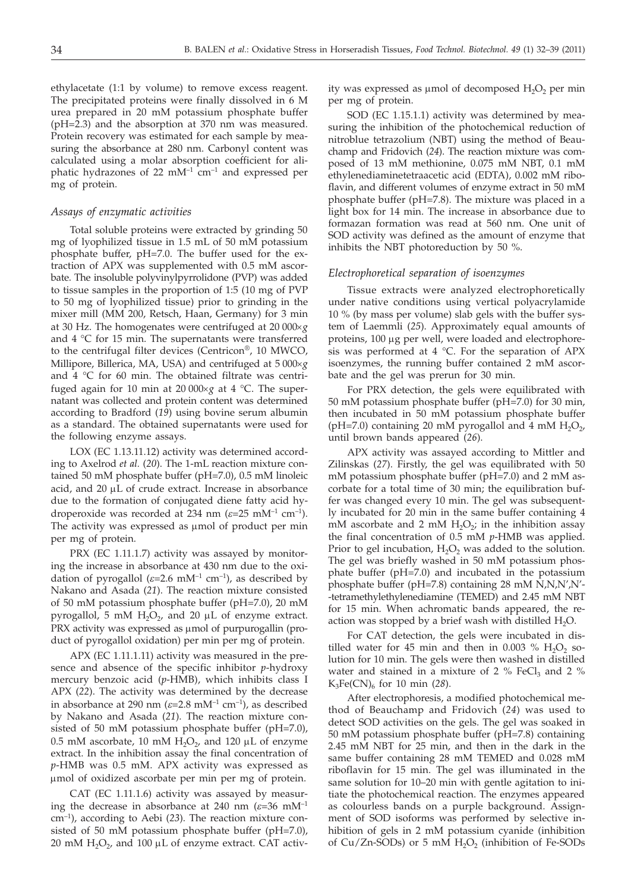ethylacetate (1:1 by volume) to remove excess reagent. The precipitated proteins were finally dissolved in 6 M urea prepared in 20 mM potassium phosphate buffer (pH=2.3) and the absorption at 370 nm was measured. Protein recovery was estimated for each sample by measuring the absorbance at 280 nm. Carbonyl content was calculated using a molar absorption coefficient for aliphatic hydrazones of 22 $mM^{-1}$ $cm^{-1}$ and expressed per mg of protein.

### *Assays of enzymatic activities*

Total soluble proteins were extracted by grinding 50 mg of lyophilized tissue in 1.5 mL of 50 mM potassium phosphate buffer, pH=7.0. The buffer used for the extraction of APX was supplemented with 0.5 mM ascorbate. The insoluble polyvinylpyrrolidone (PVP) was added to tissue samples in the proportion of 1:5 (10 mg of PVP to 50 mg of lyophilized tissue) prior to grinding in the mixer mill (MM 200, Retsch, Haan, Germany) for 3 min at 30 Hz. The homogenates were centrifuged at 20 000×*g* and 4 °C for 15 min. The supernatants were transferred to the centrifugal filter devices (Centricon®, 10 MWCO, Millipore, Billerica, MA, USA) and centrifuged at 5 000×*g* and 4 °C for 60 min. The obtained filtrate was centrifuged again for 10 min at 20 000×*g* at 4 °C. The supernatant was collected and protein content was determined according to Bradford (*19*) using bovine serum albumin as a standard. The obtained supernatants were used for the following enzyme assays.

LOX (EC 1.13.11.12) activity was determined according to Axelrod *et al.* (*20*). The 1-mL reaction mixture contained 50 mM phosphate buffer (pH=7.0), 0.5 mM linoleic acid, and 20 µL of crude extract. Increase in absorbance due to the formation of conjugated diene fatty acid hydroperoxide was recorded at 234 nm ($\varepsilon$=25 $mM^{-1}$ $cm^{-1}$). The activity was expressed as µmol of product per min per mg of protein.

PRX (EC 1.11.1.7) activity was assayed by monitoring the increase in absorbance at 430 nm due to the oxidation of pyrogallol ($\varepsilon$=2.6 $mM^{-1}$ $cm^{-1}$), as described by Nakano and Asada (*21*). The reaction mixture consisted of 50 mM potassium phosphate buffer (pH=7.0), 20 mM pyrogallol, 5 mM $H_2O_2$, and 20 µL of enzyme extract. PRX activity was expressed as µmol of purpurogallin (product of pyrogallol oxidation) per min per mg of protein.

APX (EC 1.11.1.11) activity was measured in the presence and absence of the specific inhibitor *p*-hydroxy mercury benzoic acid (*p*-HMB), which inhibits class I APX (*22*). The activity was determined by the decrease in absorbance at 290 nm ($\varepsilon$=2.8 $mM^{-1}$ $cm^{-1}$), as described by Nakano and Asada (*21*). The reaction mixture consisted of 50 mM potassium phosphate buffer (pH=7.0), 0.5 mM ascorbate, 10 mM $H_2O_2$, and 120 µL of enzyme extract. In the inhibition assay the final concentration of *p*-HMB was 0.5 mM. APX activity was expressed as µmol of oxidized ascorbate per min per mg of protein.

CAT (EC 1.11.1.6) activity was assayed by measuring the decrease in absorbance at 240 nm ($\varepsilon$=36 $mM^{-1}$ $cm^{-1}$), according to Aebi (*23*). The reaction mixture consisted of 50 mM potassium phosphate buffer (pH=7.0), 20 mM $H_2O_2$, and 100 µL of enzyme extract. CAT activity was expressed as µmol of decomposed $H_2O_2$ per min per mg of protein.

SOD (EC 1.15.1.1) activity was determined by measuring the inhibition of the photochemical reduction of nitroblue tetrazolium (NBT) using the method of Beauchamp and Fridovich (*24*). The reaction mixture was composed of 13 mM methionine, 0.075 mM NBT, 0.1 mM ethylenediaminetetraacetic acid (EDTA), 0.002 mM riboflavin, and different volumes of enzyme extract in 50 mM phosphate buffer (pH=7.8). The mixture was placed in a light box for 14 min. The increase in absorbance due to formazan formation was read at 560 nm. One unit of SOD activity was defined as the amount of enzyme that inhibits the NBT photoreduction by 50 %.

### *Electrophoretical separation of isoenzymes*

Tissue extracts were analyzed electrophoretically under native conditions using vertical polyacrylamide 10 % (by mass per volume) slab gels with the buffer system of Laemmli (*25*). Approximately equal amounts of proteins, 100 µg per well, were loaded and electrophoresis was performed at 4 °C. For the separation of APX isoenzymes, the running buffer contained 2 mM ascorbate and the gel was prerun for 30 min.

For PRX detection, the gels were equilibrated with 50 mM potassium phosphate buffer (pH=7.0) for 30 min, then incubated in 50 mM potassium phosphate buffer (pH=7.0) containing 20 mM pyrogallol and 4 mM $H_2O_2$, until brown bands appeared (*26*).

APX activity was assayed according to Mittler and Zilinskas (*27*). Firstly, the gel was equilibrated with 50 mM potassium phosphate buffer (pH=7.0) and 2 mM ascorbate for a total time of 30 min; the equilibration buffer was changed every 10 min. The gel was subsequently incubated for 20 min in the same buffer containing 4 mM ascorbate and 2 mM $H_2O_2$; in the inhibition assay the final concentration of 0.5 mM *p*-HMB was applied. Prior to gel incubation, $H_2O_2$ was added to the solution. The gel was briefly washed in 50 mM potassium phosphate buffer (pH=7.0) and incubated in the potassium phosphate buffer (pH=7.8) containing 28 mM N,N,N',N'-tetramethylethylenediamine (TEMED) and 2.45 mM NBT for 15 min. When achromatic bands appeared, the reaction was stopped by a brief wash with distilled $H_2O$.

For CAT detection, the gels were incubated in distilled water for 45 min and then in 0.003 % $H_2O_2$ solution for 10 min. The gels were then washed in distilled water and stained in a mixture of 2 % $FeCl_3$ and 2 % $K_3Fe(CN)_6$ for 10 min (*28*).

After electrophoresis, a modified photochemical method of Beauchamp and Fridovich (*24*) was used to detect SOD activities on the gels. The gel was soaked in 50 mM potassium phosphate buffer (pH=7.8) containing 2.45 mM NBT for 25 min, and then in the dark in the same buffer containing 28 mM TEMED and 0.028 mM riboflavin for 15 min. The gel was illuminated in the same solution for 10–20 min with gentle agitation to initiate the photochemical reaction. The enzymes appeared as colourless bands on a purple background. Assignment of SOD isoforms was performed by selective inhibition of gels in 2 mM potassium cyanide (inhibition of Cu/Zn-SODs) or 5 mM $H_2O_2$ (inhibition of Fe-SODs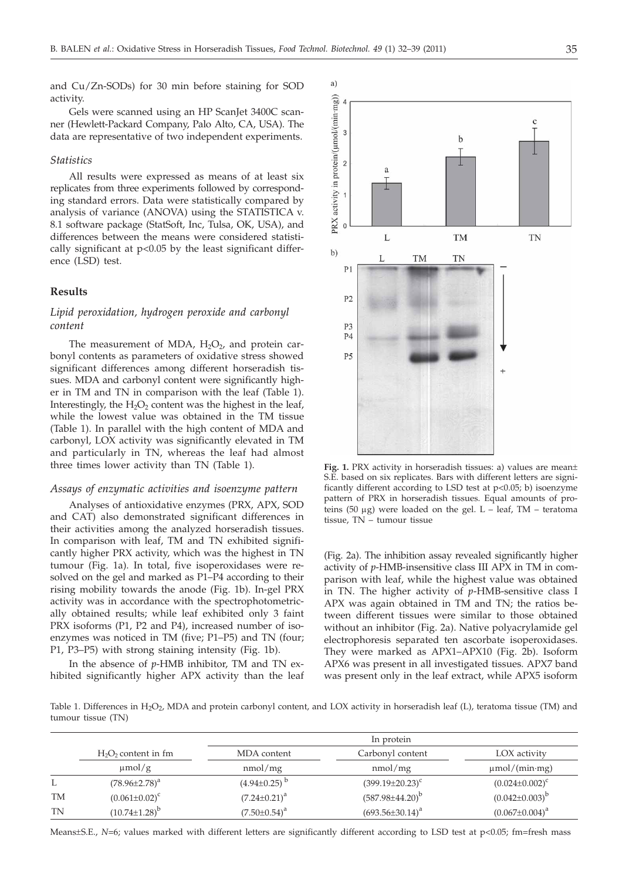and Cu/Zn-SODs) for 30 min before staining for SOD activity.

Gels were scanned using an HP ScanJet 3400C scanner (Hewlett-Packard Company, Palo Alto, CA, USA). The data are representative of two independent experiments.

### *Statistics*

All results were expressed as means of at least six replicates from three experiments followed by corresponding standard errors. Data were statistically compared by analysis of variance (ANOVA) using the STATISTICA v. 8.1 software package (StatSoft, Inc, Tulsa, OK, USA), and differences between the means were considered statistically significant at $p<0.05$ by the least significant difference (LSD) test.

## Results

### *Lipid peroxidation, hydrogen peroxide and carbonyl content*

The measurement of MDA, $H_2O_2$, and protein carbonyl contents as parameters of oxidative stress showed significant differences among different horseradish tissues. MDA and carbonyl content were significantly higher in TM and TN in comparison with the leaf (Table 1). Interestingly, the $H_2O_2$ content was the highest in the leaf, while the lowest value was obtained in the TM tissue (Table 1). In parallel with the high content of MDA and carbonyl, LOX activity was significantly elevated in TM and particularly in TN, whereas the leaf had almost three times lower activity than TN (Table 1).

### *Assays of enzymatic activities and isoenzyme pattern*

Analyses of antioxidative enzymes (PRX, APX, SOD and CAT) also demonstrated significant differences in their activities among the analyzed horseradish tissues. In comparison with leaf, TM and TN exhibited significantly higher PRX activity, which was the highest in TN tumour (Fig. 1a). In total, five isoperoxidases were resolved on the gel and marked as P1–P4 according to their rising mobility towards the anode (Fig. 1b). In-gel PRX activity was in accordance with the spectrophotometrically obtained results; while leaf exhibited only 3 faint PRX isoforms (P1, P2 and P4), increased number of isoenzymes was noticed in TM (five; P1–P5) and TN (four; P1, P3–P5) with strong staining intensity (Fig. 1b).

In the absence of *p*-HMB inhibitor, TM and TN exhibited significantly higher APX activity than the leaf (Fig. 2a). The inhibition assay revealed significantly higher activity of *p*-HMB-insensitive class III APX in TM in comparison with leaf, while the highest value was obtained in TN. The higher activity of *p*-HMB-sensitive class I APX was again obtained in TM and TN; the ratios between different tissues were similar to those obtained without an inhibitor (Fig. 2a). Native polyacrylamide gel electrophoresis separated ten ascorbate isoperoxidases. They were marked as APX1–APX10 (Fig. 2b). Isoform APX6 was present in all investigated tissues. APX7 band was present only in the leaf extract, while APX5 isoform

**Fig. 1.** PRX activity in horseradish tissues: a) values are mean± S.E. based on six replicates. Bars with different letters are significantly different according to LSD test at $p<0.05$; b) isoenzyme pattern of PRX in horseradish tissues. Equal amounts of proteins (50 μg) were loaded on the gel. L – leaf, TM – teratoma tissue, TN – tumour tissue

Table 1. Differences in $H_2O_2$, MDA and protein carbonyl content, and LOX activity in horseradish leaf (L), teratoma tissue (TM) and tumour tissue (TN)

| | $H_2O_2$ content in fm | In protein | | |
|---|---|---|---|---|
| | | MDA content | Carbonyl content | LOX activity |
| | μmol/g | nmol/mg | nmol/mg | μmol/(min·mg) |
| L | $(78.96\pm2.78)^a$ | $(4.94\pm0.25)^b$ | $(399.19\pm20.23)^c$ | $(0.024\pm0.002)^c$ |
| TM | $(0.061\pm0.02)^c$ | $(7.24\pm0.21)^a$ | $(587.98\pm44.20)^b$ | $(0.042\pm0.003)^b$ |
| TN | $(10.74\pm1.28)^b$ | $(7.50\pm0.54)^a$ | $(693.56\pm30.14)^a$ | $(0.067\pm0.004)^a$ |

Means±S.E., $N$=6; values marked with different letters are significantly different according to LSD test at $p<0.05$; fm=fresh mass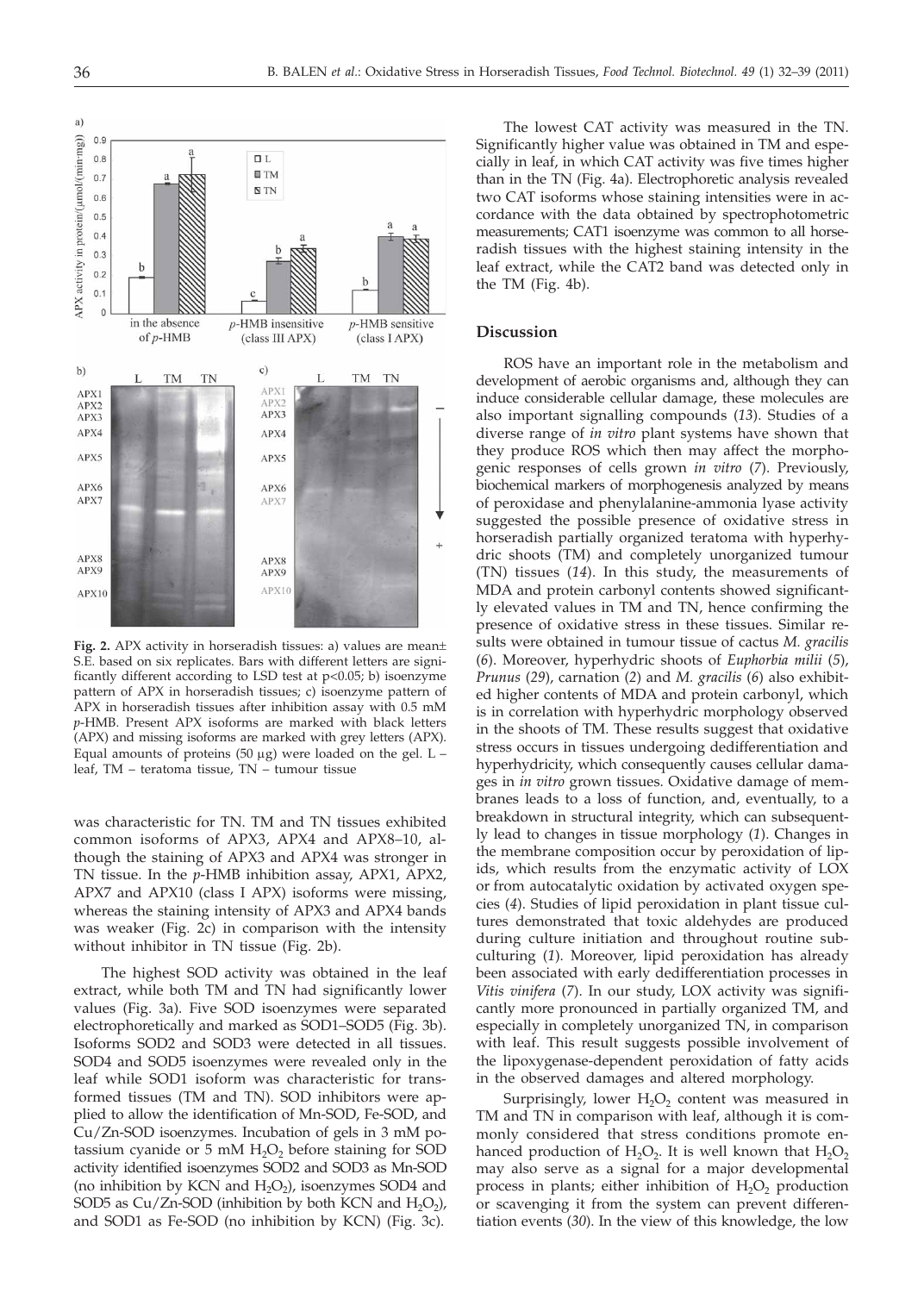Fig. 2. APX activity in horseradish tissues: a) values are mean± S.E. based on six replicates. Bars with different letters are significantly different according to LSD test at p<0.05; b) isoenzyme pattern of APX in horseradish tissues; c) isoenzyme pattern of APX in horseradish tissues after inhibition assay with 0.5 mM *p*-HMB. Present APX isoforms are marked with black letters (APX) and missing isoforms are marked with grey letters (APX). Equal amounts of proteins (50 μg) were loaded on the gel. L – leaf, TM – teratoma tissue, TN – tumour tissue

was characteristic for TN. TM and TN tissues exhibited common isoforms of APX3, APX4 and APX8–10, although the staining of APX3 and APX4 was stronger in TN tissue. In the *p*-HMB inhibition assay, APX1, APX2, APX7 and APX10 (class I APX) isoforms were missing, whereas the staining intensity of APX3 and APX4 bands was weaker (Fig. 2c) in comparison with the intensity without inhibitor in TN tissue (Fig. 2b).

The highest SOD activity was obtained in the leaf extract, while both TM and TN had significantly lower values (Fig. 3a). Five SOD isoenzymes were separated electrophoretically and marked as SOD1–SOD5 (Fig. 3b). Isoforms SOD2 and SOD3 were detected in all tissues. SOD4 and SOD5 isoenzymes were revealed only in the leaf while SOD1 isoform was characteristic for transformed tissues (TM and TN). SOD inhibitors were applied to allow the identification of Mn-SOD, Fe-SOD, and Cu/Zn-SOD isoenzymes. Incubation of gels in 3 mM potassium cyanide or 5 mM $H_2O_2$ before staining for SOD activity identified isoenzymes SOD2 and SOD3 as Mn-SOD (no inhibition by KCN and $H_2O_2$), isoenzymes SOD4 and SOD5 as Cu/Zn-SOD (inhibition by both KCN and $H_2O_2$), and SOD1 as Fe-SOD (no inhibition by KCN) (Fig. 3c).

The lowest CAT activity was measured in the TN. Significantly higher value was obtained in TM and especially in leaf, in which CAT activity was five times higher than in the TN (Fig. 4a). Electrophoretic analysis revealed two CAT isoforms whose staining intensities were in accordance with the data obtained by spectrophotometric measurements; CAT1 isoenzyme was common to all horseradish tissues with the highest staining intensity in the leaf extract, while the CAT2 band was detected only in the TM (Fig. 4b).

## Discussion

ROS have an important role in the metabolism and development of aerobic organisms and, although they can induce considerable cellular damage, these molecules are also important signalling compounds (*13*). Studies of a diverse range of *in vitro* plant systems have shown that they produce ROS which then may affect the morphogenic responses of cells grown *in vitro* (*7*). Previously, biochemical markers of morphogenesis analyzed by means of peroxidase and phenylalanine-ammonia lyase activity suggested the possible presence of oxidative stress in horseradish partially organized teratoma with hyperhydric shoots (TM) and completely unorganized tumour (TN) tissues (*14*). In this study, the measurements of MDA and protein carbonyl contents showed significantly elevated values in TM and TN, hence confirming the presence of oxidative stress in these tissues. Similar results were obtained in tumour tissue of cactus *M. gracilis* (*6*). Moreover, hyperhydric shoots of *Euphorbia milii* (*5*), *Prunus* (*29*), carnation (*2*) and *M. gracilis* (*6*) also exhibited higher contents of MDA and protein carbonyl, which is in correlation with hyperhydric morphology observed in the shoots of TM. These results suggest that oxidative stress occurs in tissues undergoing dedifferentiation and hyperhydricity, which consequently causes cellular damages in *in vitro* grown tissues. Oxidative damage of membranes leads to a loss of function, and, eventually, to a breakdown in structural integrity, which can subsequently lead to changes in tissue morphology (*1*). Changes in the membrane composition occur by peroxidation of lipids, which results from the enzymatic activity of LOX or from autocatalytic oxidation by activated oxygen species (*4*). Studies of lipid peroxidation in plant tissue cultures demonstrated that toxic aldehydes are produced during culture initiation and throughout routine subculturing (*1*). Moreover, lipid peroxidation has already been associated with early dedifferentiation processes in *Vitis vinifera* (*7*). In our study, LOX activity was significantly more pronounced in partially organized TM, and especially in completely unorganized TN, in comparison with leaf. This result suggests possible involvement of the lipoxygenase-dependent peroxidation of fatty acids in the observed damages and altered morphology.

Surprisingly, lower $H_2O_2$ content was measured in TM and TN in comparison with leaf, although it is commonly considered that stress conditions promote enhanced production of $H_2O_2$. It is well known that $H_2O_2$ may also serve as a signal for a major developmental process in plants; either inhibition of $H_2O_2$ production or scavenging it from the system can prevent differentiation events (*30*). In the view of this knowledge, the low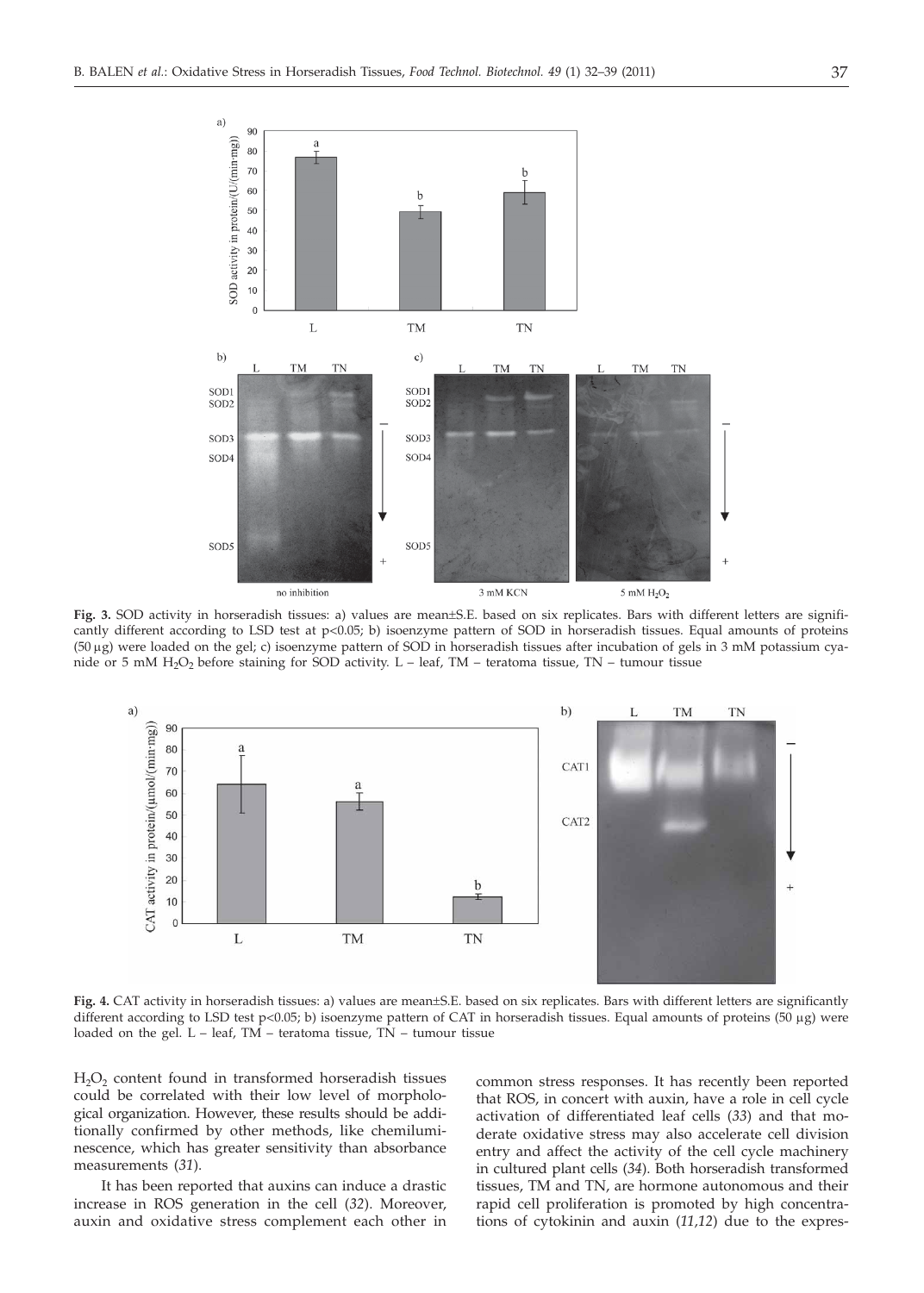**Fig. 3.** SOD activity in horseradish tissues: a) values are mean±S.E. based on six replicates. Bars with different letters are significantly different according to LSD test at $p<0.05$; b) isoenzyme pattern of SOD in horseradish tissues. Equal amounts of proteins (50 µg) were loaded on the gel; c) isoenzyme pattern of SOD in horseradish tissues after incubation of gels in 3 mM potassium cyanide or 5 mM $H_2O_2$ before staining for SOD activity. L – leaf, TM – teratoma tissue, TN – tumour tissue

**Fig. 4.** CAT activity in horseradish tissues: a) values are mean±S.E. based on six replicates. Bars with different letters are significantly different according to LSD test $p<0.05$; b) isoenzyme pattern of CAT in horseradish tissues. Equal amounts of proteins (50 µg) were loaded on the gel. L – leaf, TM – teratoma tissue, TN – tumour tissue

$H_2O_2$ content found in transformed horseradish tissues could be correlated with their low level of morphological organization. However, these results should be additionally confirmed by other methods, like chemiluminescence, which has greater sensitivity than absorbance measurements (*31*).

It has been reported that auxins can induce a drastic increase in ROS generation in the cell (*32*). Moreover, auxin and oxidative stress complement each other in common stress responses. It has recently been reported that ROS, in concert with auxin, have a role in cell cycle activation of differentiated leaf cells (*33*) and that moderate oxidative stress may also accelerate cell division entry and affect the activity of the cell cycle machinery in cultured plant cells (*34*). Both horseradish transformed tissues, TM and TN, are hormone autonomous and their rapid cell proliferation is promoted by high concentrations of cytokinin and auxin (*11,12*) due to the expres-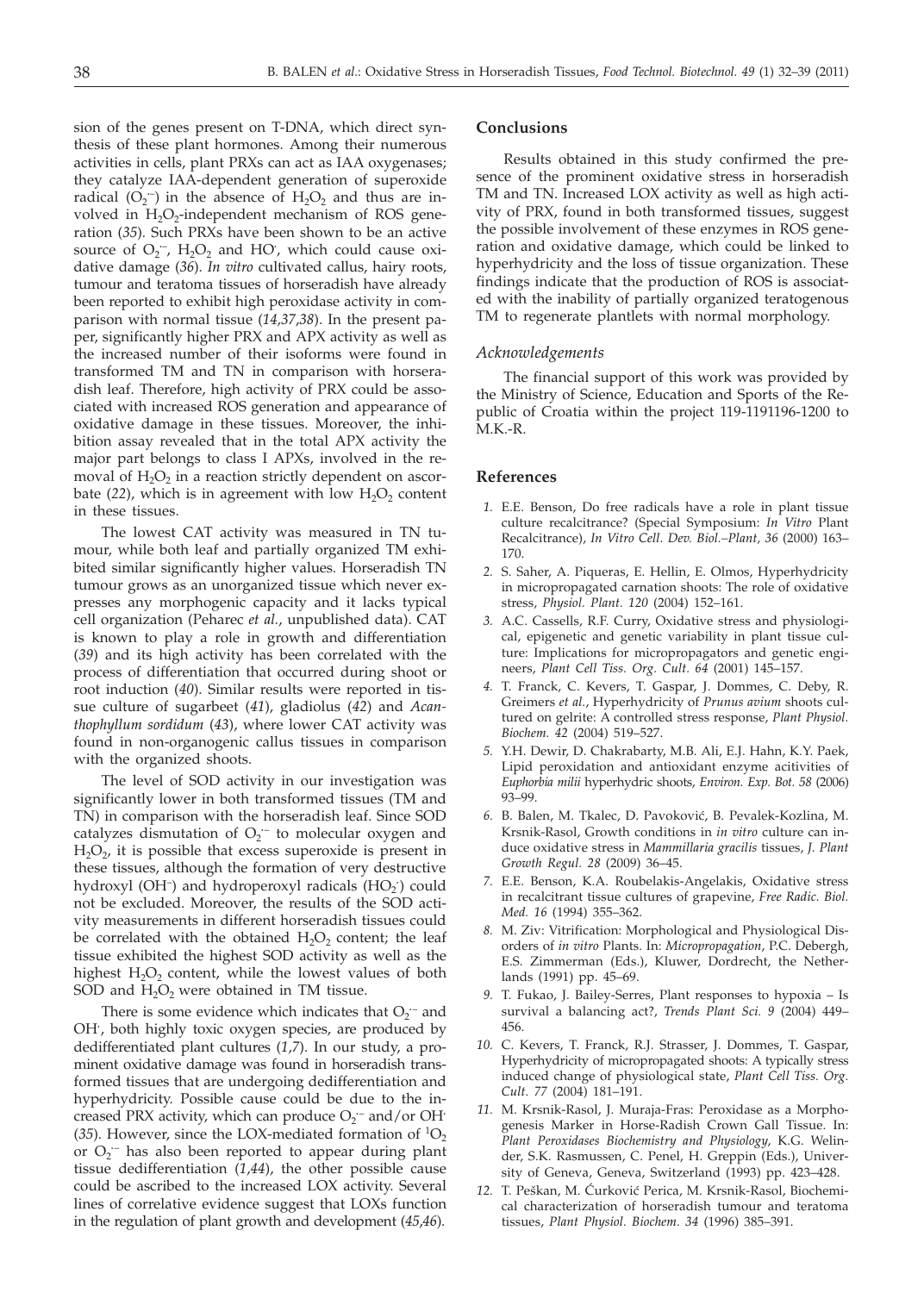sion of the genes present on T-DNA, which direct synthesis of these plant hormones. Among their numerous activities in cells, plant PRXs can act as IAA oxygenases; they catalyze IAA-dependent generation of superoxide radical ($O_2^{\cdot-}$) in the absence of $H_2O_2$ and thus are involved in $H_2O_2$-independent mechanism of ROS generation (*35*). Such PRXs have been shown to be an active source of $O_2^{\cdot-}$, $H_2O_2$ and $HO^{\cdot}$, which could cause oxidative damage (*36*). *In vitro* cultivated callus, hairy roots, tumour and teratoma tissues of horseradish have already been reported to exhibit high peroxidase activity in comparison with normal tissue (*14,37,38*). In the present paper, significantly higher PRX and APX activity as well as the increased number of their isoforms were found in transformed TM and TN in comparison with horseradish leaf. Therefore, high activity of PRX could be associated with increased ROS generation and appearance of oxidative damage in these tissues. Moreover, the inhibition assay revealed that in the total APX activity the major part belongs to class I APXs, involved in the removal of $H_2O_2$ in a reaction strictly dependent on ascorbate (*22*), which is in agreement with low $H_2O_2$ content in these tissues.

The lowest CAT activity was measured in TN tumour, while both leaf and partially organized TM exhibited similar significantly higher values. Horseradish TN tumour grows as an unorganized tissue which never expresses any morphogenic capacity and it lacks typical cell organization (Peharec *et al.*, unpublished data). CAT is known to play a role in growth and differentiation (*39*) and its high activity has been correlated with the process of differentiation that occurred during shoot or root induction (*40*). Similar results were reported in tissue culture of sugarbeet (*41*), gladiolus (*42*) and *Acanthophyllum sordidum* (*43*), where lower CAT activity was found in non-organogenic callus tissues in comparison with the organized shoots.

The level of SOD activity in our investigation was significantly lower in both transformed tissues (TM and TN) in comparison with the horseradish leaf. Since SOD catalyzes dismutation of $O_2^{\cdot-}$ to molecular oxygen and $H_2O_2$, it is possible that excess superoxide is present in these tissues, although the formation of very destructive hydroxyl ($OH^-$) and hydroperoxyl radicals ($HO_2^{\cdot}$) could not be excluded. Moreover, the results of the SOD activity measurements in different horseradish tissues could be correlated with the obtained $H_2O_2$ content; the leaf tissue exhibited the highest SOD activity as well as the highest $H_2O_2$ content, while the lowest values of both SOD and $H_2O_2$ were obtained in TM tissue.

There is some evidence which indicates that $O_2^{\cdot-}$ and $OH^{\cdot}$, both highly toxic oxygen species, are produced by dedifferentiated plant cultures (*1,7*). In our study, a prominent oxidative damage was found in horseradish transformed tissues that are undergoing dedifferentiation and hyperhydricity. Possible cause could be due to the increased PRX activity, which can produce $O_2^{\cdot-}$ and/or $OH^{\cdot}$ (*35*). However, since the LOX-mediated formation of $^1O_2$ or $O_2^{\cdot-}$ has also been reported to appear during plant tissue dedifferentiation (*1,44*), the other possible cause could be ascribed to the increased LOX activity. Several lines of correlative evidence suggest that LOXs function in the regulation of plant growth and development (*45,46*).

## Conclusions

Results obtained in this study confirmed the presence of the prominent oxidative stress in horseradish TM and TN. Increased LOX activity as well as high activity of PRX, found in both transformed tissues, suggest the possible involvement of these enzymes in ROS generation and oxidative damage, which could be linked to hyperhydricity and the loss of tissue organization. These findings indicate that the production of ROS is associated with the inability of partially organized teratogenous TM to regenerate plantlets with normal morphology.

### *Acknowledgements*

The financial support of this work was provided by the Ministry of Science, Education and Sports of the Republic of Croatia within the project 119-1191196-1200 to M.K.-R.

## References

1. E.E. Benson, Do free radicals have a role in plant tissue culture recalcitrance? (Special Symposium: *In Vitro* Plant Recalcitrance), *In Vitro Cell. Dev. Biol.–Plant, 36* (2000) 163–170.
2. S. Saher, A. Piqueras, E. Hellin, E. Olmos, Hyperhydricity in micropropagated carnation shoots: The role of oxidative stress, *Physiol. Plant. 120* (2004) 152–161.
3. A.C. Cassells, R.F. Curry, Oxidative stress and physiological, epigenetic and genetic variability in plant tissue culture: Implications for micropropagators and genetic engineers, *Plant Cell Tiss. Org. Cult. 64* (2001) 145–157.
4. T. Franck, C. Kevers, T. Gaspar, J. Dommes, C. Deby, R. Greimers *et al.*, Hyperhydricity of *Prunus avium* shoots cultured on gelrite: A controlled stress response, *Plant Physiol. Biochem. 42* (2004) 519–527.
5. Y.H. Dewir, D. Chakrabarty, M.B. Ali, E.J. Hahn, K.Y. Paek, Lipid peroxidation and antioxidant enzyme acitivities of *Euphorbia milii* hyperhydric shoots, *Environ. Exp. Bot. 58* (2006) 93–99.
6. B. Balen, M. Tkalec, D. Pavoković, B. Pevalek-Kozlina, M. Krsnik-Rasol, Growth conditions in *in vitro* culture can induce oxidative stress in *Mammillaria gracilis* tissues, *J. Plant Growth Regul. 28* (2009) 36–45.
7. E.E. Benson, K.A. Roubelakis-Angelakis, Oxidative stress in recalcitrant tissue cultures of grapevine, *Free Radic. Biol. Med. 16* (1994) 355–362.
8. M. Ziv: Vitrification: Morphological and Physiological Disorders of *in vitro* Plants. In: *Micropropagation*, P.C. Debergh, E.S. Zimmerman (Eds.), Kluwer, Dordrecht, the Netherlands (1991) pp. 45–69.
9. T. Fukao, J. Bailey-Serres, Plant responses to hypoxia – Is survival a balancing act?, *Trends Plant Sci. 9* (2004) 449–456.
10. C. Kevers, T. Franck, R.J. Strasser, J. Dommes, T. Gaspar, Hyperhydricity of micropropagated shoots: A typically stress induced change of physiological state, *Plant Cell Tiss. Org. Cult. 77* (2004) 181–191.
11. M. Krsnik-Rasol, J. Muraja-Fras: Peroxidase as a Morphogenesis Marker in Horse-Radish Crown Gall Tissue. In: *Plant Peroxidases Biochemistry and Physiology*, K.G. Welinder, S.K. Rasmussen, C. Penel, H. Greppin (Eds.), University of Geneva, Geneva, Switzerland (1993) pp. 423–428.
12. T. Peškan, M. Ćurković Perica, M. Krsnik-Rasol, Biochemical characterization of horseradish tumour and teratoma tissues, *Plant Physiol. Biochem. 34* (1996) 385–391.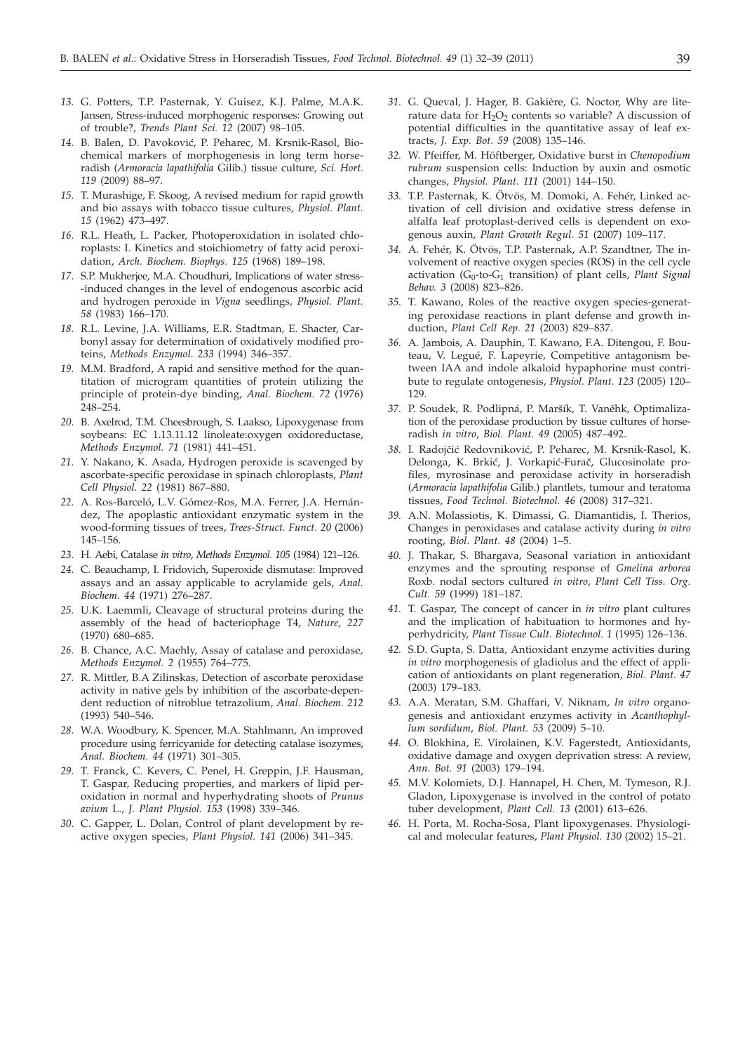13. G. Potters, T.P. Pasternak, Y. Guisez, K.J. Palme, M.A.K. Jansen, Stress-induced morphogenic responses: Growing out of trouble?, *Trends Plant Sci. 12* (2007) 98–105.

14. B. Balen, D. Pavoković, P. Peharec, M. Krsnik-Rasol, Biochemical markers of morphogenesis in long term horseradish (*Armoracia lapathifolia* Gilib.) tissue culture, *Sci. Hort. 119* (2009) 88–97.

15. T. Murashige, F. Skoog, A revised medium for rapid growth and bio assays with tobacco tissue cultures, *Physiol. Plant. 15* (1962) 473–497.

16. R.L. Heath, L. Packer, Photoperoxidation in isolated chloroplasts: I. Kinetics and stoichiometry of fatty acid peroxidation, *Arch. Biochem. Biophys. 125* (1968) 189–198.

17. S.P. Mukherjee, M.A. Choudhuri, Implications of water stress--induced changes in the level of endogenous ascorbic acid and hydrogen peroxide in *Vigna* seedlings, *Physiol. Plant. 58* (1983) 166–170.

18. R.L. Levine, J.A. Williams, E.R. Stadtman, E. Shacter, Carbonyl assay for determination of oxidatively modified proteins, *Methods Enzymol. 233* (1994) 346–357.

19. M.M. Bradford, A rapid and sensitive method for the quantitation of microgram quantities of protein utilizing the principle of protein-dye binding, *Anal. Biochem. 72* (1976) 248–254.

20. B. Axelrod, T.M. Cheesbrough, S. Laakso, Lipoxygenase from soybeans: EC 1.13.11.12 linoleate:oxygen oxidoreductase, *Methods Enzymol. 71* (1981) 441–451.

21. Y. Nakano, K. Asada, Hydrogen peroxide is scavenged by ascorbate-specific peroxidase in spinach chloroplasts, *Plant Cell Physiol. 22* (1981) 867–880.

22. A. Ros-Barceló, L.V. Gómez-Ros, M.A. Ferrer, J.A. Hernández, The apoplastic antioxidant enzymatic system in the wood-forming tissues of trees, *Trees-Struct. Funct. 20* (2006) 145–156.

23. H. Aebi, Catalase *in vitro*, *Methods Enzymol. 105* (1984) 121–126.

24. C. Beauchamp, I. Fridovich, Superoxide dismutase: Improved assays and an assay applicable to acrylamide gels, *Anal. Biochem. 44* (1971) 276–287.

25. U.K. Laemmli, Cleavage of structural proteins during the assembly of the head of bacteriophage T4, *Nature, 227* (1970) 680–685.

26. B. Chance, A.C. Maehly, Assay of catalase and peroxidase, *Methods Enzymol. 2* (1955) 764–775.

27. R. Mittler, B.A Zilinskas, Detection of ascorbate peroxidase activity in native gels by inhibition of the ascorbate-dependent reduction of nitroblue tetrazolium, *Anal. Biochem. 212* (1993) 540–546.

28. W.A. Woodbury, K. Spencer, M.A. Stahlmann, An improved procedure using ferricyanide for detecting catalase isozymes, *Anal. Biochem. 44* (1971) 301–305.

29. T. Franck, C. Kevers, C. Penel, H. Greppin, J.F. Hausman, T. Gaspar, Reducing properties, and markers of lipid peroxidation in normal and hyperhydrating shoots of *Prunus avium* L., *J. Plant Physiol. 153* (1998) 339–346.

30. C. Gapper, L. Dolan, Control of plant development by reactive oxygen species, *Plant Physiol. 141* (2006) 341–345.

31. G. Queval, J. Hager, B. Gakière, G. Noctor, Why are literature data for $H_2O_2$ contents so variable? A discussion of potential difficulties in the quantitative assay of leaf extracts, *J. Exp. Bot. 59* (2008) 135–146.

32. W. Pfeiffer, M. Höftberger, Oxidative burst in *Chenopodium rubrum* suspension cells: Induction by auxin and osmotic changes, *Physiol. Plant. 111* (2001) 144–150.

33. T.P. Pasternak, K. Ötvös, M. Domoki, A. Fehér, Linked activation of cell division and oxidative stress defense in alfalfa leaf protoplast-derived cells is dependent on exogenous auxin, *Plant Growth Regul. 51* (2007) 109–117.

34. A. Fehér, K. Ötvös, T.P. Pasternak, A.P. Szandtner, The involvement of reactive oxygen species (ROS) in the cell cycle activation ($G_0$-to-$G_1$ transition) of plant cells, *Plant Signal Behav. 3* (2008) 823–826.

35. T. Kawano, Roles of the reactive oxygen species-generating peroxidase reactions in plant defense and growth induction, *Plant Cell Rep. 21* (2003) 829–837.

36. A. Jambois, A. Dauphin, T. Kawano, F.A. Ditengou, F. Bouteau, V. Legué, F. Lapeyrie, Competitive antagonism between IAA and indole alkaloid hypaphorine must contribute to regulate ontogenesis, *Physiol. Plant. 123* (2005) 120–129.

37. P. Soudek, R. Podlipná, P. Maršík, T. Vaněhk, Optimalization of the peroxidase production by tissue cultures of horseradish *in vitro*, *Biol. Plant. 49* (2005) 487–492.

38. I. Radojčić Redovniković, P. Peharec, M. Krsnik-Rasol, K. Delonga, K. Brkić, J. Vorkapić-Furač, Glucosinolate profiles, myrosinase and peroxidase activity in horseradish (*Armoracia lapathifolia* Gilib.) plantlets, tumour and teratoma tissues, *Food Technol. Biotechnol. 46* (2008) 317–321.

39. A.N. Molassiotis, K. Dimassi, G. Diamantidis, I. Therios, Changes in peroxidases and catalase activity during *in vitro* rooting, *Biol. Plant. 48* (2004) 1–5.

40. J. Thakar, S. Bhargava, Seasonal variation in antioxidant enzymes and the sprouting response of *Gmelina arborea* Roxb. nodal sectors cultured *in vitro*, *Plant Cell Tiss. Org. Cult. 59* (1999) 181–187.

41. T. Gaspar, The concept of cancer in *in vitro* plant cultures and the implication of habituation to hormones and hyperhydricity, *Plant Tissue Cult. Biotechnol. 1* (1995) 126–136.

42. S.D. Gupta, S. Datta, Antioxidant enzyme activities during *in vitro* morphogenesis of gladiolus and the effect of application of antioxidants on plant regeneration, *Biol. Plant. 47* (2003) 179–183.

43. A.A. Meratan, S.M. Ghaffari, V. Niknam, *In vitro* organogenesis and antioxidant enzymes activity in *Acanthophyllum sordidum*, *Biol. Plant. 53* (2009) 5–10.

44. O. Blokhina, E. Virolainen, K.V. Fagerstedt, Antioxidants, oxidative damage and oxygen deprivation stress: A review, *Ann. Bot. 91* (2003) 179–194.

45. M.V. Kolomiets, D.J. Hannapel, H. Chen, M. Tymeson, R.J. Gladon, Lipoxygenase is involved in the control of potato tuber development, *Plant Cell. 13* (2001) 613–626.

46. H. Porta, M. Rocha-Sosa, Plant lipoxygenases. Physiological and molecular features, *Plant Physiol. 130* (2002) 15–21.